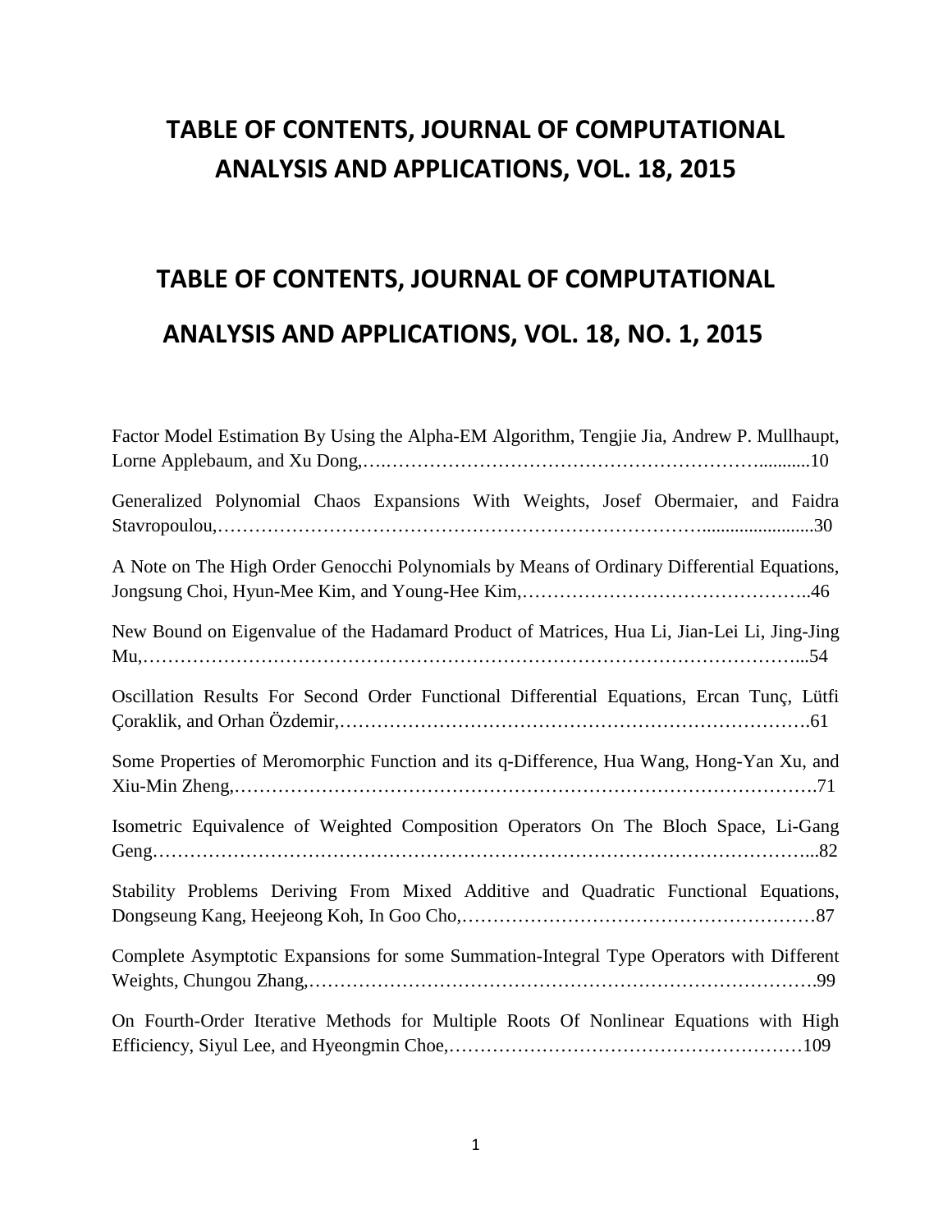# TABLE OF CONTENTS, JOURNAL OF COMPUTATIONAL ANALYSIS AND APPLICATIONS, VOL. 18, 2015

## TABLE OF CONTENTS, JOURNAL OF COMPUTATIONAL ANALYSIS AND APPLICATIONS, VOL. 18, NO. 1, 2015

Factor Model Estimation By Using the Alpha-EM Algorithm, Tengjie Jia, Andrew P. Mullhaupt, Lorne Applebaum, and Xu Dong,…………………………………………………………...........10

Generalized Polynomial Chaos Expansions With Weights, Josef Obermaier, and Faidra Stavropoulou,………………………………………………………………………........................30

A Note on The High Order Genocchi Polynomials by Means of Ordinary Differential Equations, Jongsung Choi, Hyun-Mee Kim, and Young-Hee Kim,………………………………………..46

New Bound on Eigenvalue of the Hadamard Product of Matrices, Hua Li, Jian-Lei Li, Jing-Jing Mu,……………………………………………………………………………………………...54

Oscillation Results For Second Order Functional Differential Equations, Ercan Tunç, Lütfi Çoraklik, and Orhan Özdemir,……………………………………………………………………….61

Some Properties of Meromorphic Function and its q-Difference, Hua Wang, Hong-Yan Xu, and Xiu-Min Zheng,……………………………………………………………………………………….71

Isometric Equivalence of Weighted Composition Operators On The Bloch Space, Li-Gang Geng……………………………………………………………………………………………...82

Stability Problems Deriving From Mixed Additive and Quadratic Functional Equations, Dongseung Kang, Heejeong Koh, In Goo Cho,…………………………………………………87

Complete Asymptotic Expansions for some Summation-Integral Type Operators with Different Weights, Chungou Zhang,……………………………………………………………………….99

On Fourth-Order Iterative Methods for Multiple Roots Of Nonlinear Equations with High Efficiency, Siyul Lee, and Hyeongmin Choe,…………………………………………………109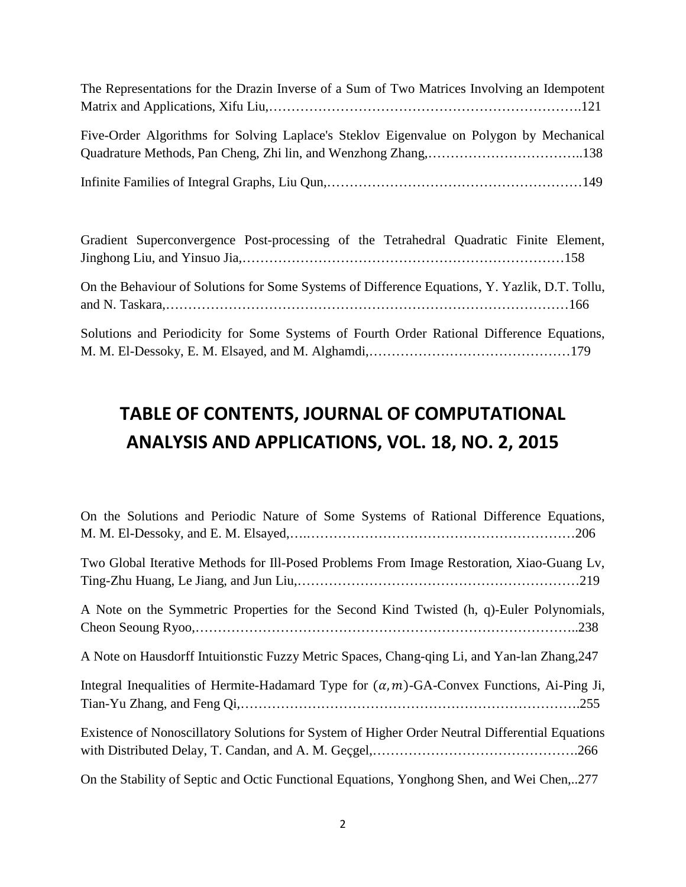The Representations for the Drazin Inverse of a Sum of Two Matrices Involving an Idempotent Matrix and Applications, Xifu Liu,………………………………………………………………….121

Five-Order Algorithms for Solving Laplace's Steklov Eigenvalue on Polygon by Mechanical Quadrature Methods, Pan Cheng, Zhi lin, and Wenzhong Zhang,……………………………..138

Infinite Families of Integral Graphs, Liu Qun,…………………………………………………149

Gradient Superconvergence Post-processing of the Tetrahedral Quadratic Finite Element, Jinghong Liu, and Yinsuo Jia,………………………………………………………………158

On the Behaviour of Solutions for Some Systems of Difference Equations, Y. Yazlik, D.T. Tollu, and N. Taskara,……………………………………………………………………………166

Solutions and Periodicity for Some Systems of Fourth Order Rational Difference Equations, M. M. El-Dessoky, E. M. Elsayed, and M. Alghamdi,………………………………………179

## TABLE OF CONTENTS, JOURNAL OF COMPUTATIONAL ANALYSIS AND APPLICATIONS, VOL. 18, NO. 2, 2015

On the Solutions and Periodic Nature of Some Systems of Rational Difference Equations, M. M. El-Dessoky, and E. M. Elsayed,…..…………………………………………………206

Two Global Iterative Methods for Ill-Posed Problems From Image Restoration, Xiao-Guang Lv, Ting-Zhu Huang, Le Jiang, and Jun Liu,……………………………………………………219

A Note on the Symmetric Properties for the Second Kind Twisted (h, q)-Euler Polynomials, Cheon Seoung Ryoo,…………………………………………………………………………..238

A Note on Hausdorff Intuitionstic Fuzzy Metric Spaces, Chang-qing Li, and Yan-lan Zhang,247

Integral Inequalities of Hermite-Hadamard Type for $(\alpha, m)$-GA-Convex Functions, Ai-Ping Ji, Tian-Yu Zhang, and Feng Qi,………………………………………………………………….255

Existence of Nonoscillatory Solutions for System of Higher Order Neutral Differential Equations with Distributed Delay, T. Candan, and A. M. Geçgel,……………………………………….266

On the Stability of Septic and Octic Functional Equations, Yonghong Shen, and Wei Chen,..277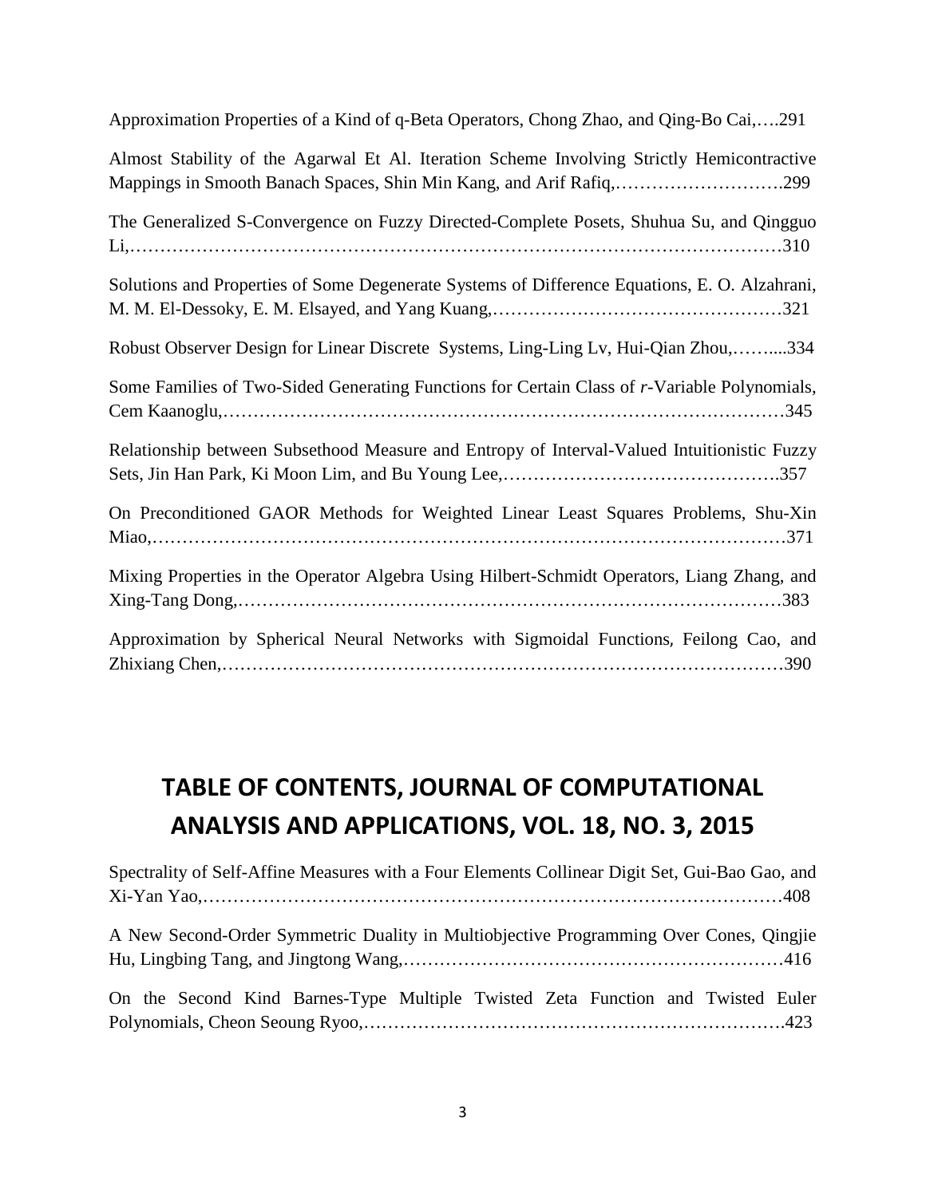Approximation Properties of a Kind of q-Beta Operators, Chong Zhao, and Qing-Bo Cai,….291

Almost Stability of the Agarwal Et Al. Iteration Scheme Involving Strictly Hemicontractive Mappings in Smooth Banach Spaces, Shin Min Kang, and Arif Rafiq,……………………….299

The Generalized S-Convergence on Fuzzy Directed-Complete Posets, Shuhua Su, and Qingguo Li,…………………………………………………………………………………………310

Solutions and Properties of Some Degenerate Systems of Difference Equations, E. O. Alzahrani, M. M. El-Dessoky, E. M. Elsayed, and Yang Kuang,…………………………………………321

Robust Observer Design for Linear Discrete Systems, Ling-Ling Lv, Hui-Qian Zhou,……....334

Some Families of Two-Sided Generating Functions for Certain Class of *r*-Variable Polynomials, Cem Kaanoglu,……………………………………………………………………………345

Relationship between Subsethood Measure and Entropy of Interval-Valued Intuitionistic Fuzzy Sets, Jin Han Park, Ki Moon Lim, and Bu Young Lee,……………………………………….357

On Preconditioned GAOR Methods for Weighted Linear Least Squares Problems, Shu-Xin Miao,………………………………………………………………………………………371

Mixing Properties in the Operator Algebra Using Hilbert-Schmidt Operators, Liang Zhang, and Xing-Tang Dong,……………………………………………………………………………383

Approximation by Spherical Neural Networks with Sigmoidal Functions, Feilong Cao, and Zhixiang Chen,……………………………………………………………………………390

## TABLE OF CONTENTS, JOURNAL OF COMPUTATIONAL ANALYSIS AND APPLICATIONS, VOL. 18, NO. 3, 2015

Spectrality of Self-Affine Measures with a Four Elements Collinear Digit Set, Gui-Bao Gao, and Xi-Yan Yao,……………………………………………………………………………408

A New Second-Order Symmetric Duality in Multiobjective Programming Over Cones, Qingjie Hu, Lingbing Tang, and Jingtong Wang,……………………………………………………416

On the Second Kind Barnes-Type Multiple Twisted Zeta Function and Twisted Euler Polynomials, Cheon Seoung Ryoo,……………………………………………………….423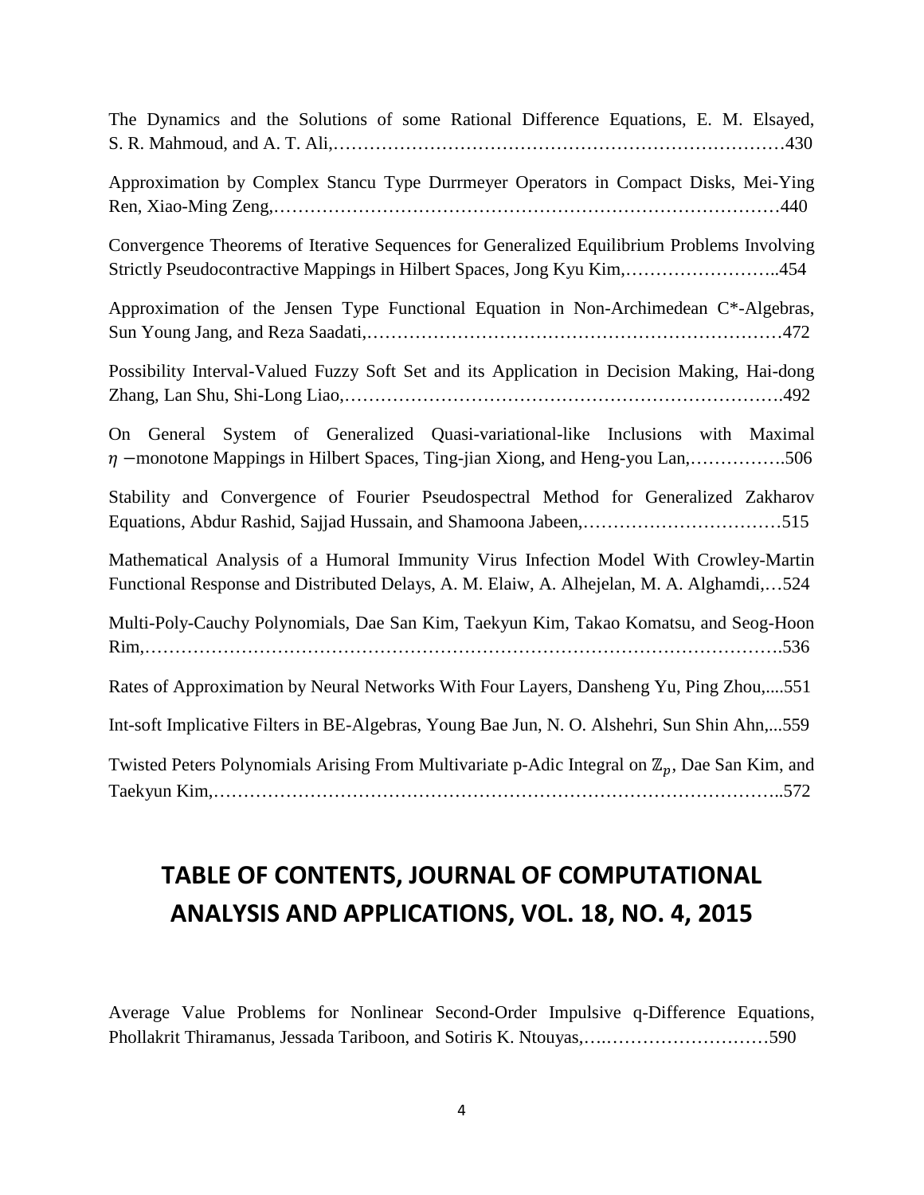The Dynamics and the Solutions of some Rational Difference Equations, E. M. Elsayed, S. R. Mahmoud, and A. T. Ali,…………………………………………………………………430

Approximation by Complex Stancu Type Durrmeyer Operators in Compact Disks, Mei-Ying Ren, Xiao-Ming Zeng,………………………………………………………………………440

Convergence Theorems of Iterative Sequences for Generalized Equilibrium Problems Involving Strictly Pseudocontractive Mappings in Hilbert Spaces, Jong Kyu Kim,……………………..454

Approximation of the Jensen Type Functional Equation in Non-Archimedean C*-Algebras, Sun Young Jang, and Reza Saadati,……………………………………………………………472

Possibility Interval-Valued Fuzzy Soft Set and its Application in Decision Making, Hai-dong Zhang, Lan Shu, Shi-Long Liao,……………………………………………………………….492

On General System of Generalized Quasi-variational-like Inclusions with Maximal $\eta$ −monotone Mappings in Hilbert Spaces, Ting-jian Xiong, and Heng-you Lan,…………….506

Stability and Convergence of Fourier Pseudospectral Method for Generalized Zakharov Equations, Abdur Rashid, Sajjad Hussain, and Shamoona Jabeen,……………………………515

Mathematical Analysis of a Humoral Immunity Virus Infection Model With Crowley-Martin Functional Response and Distributed Delays, A. M. Elaiw, A. Alhejelan, M. A. Alghamdi,…524

Multi-Poly-Cauchy Polynomials, Dae San Kim, Taekyun Kim, Takao Komatsu, and Seog-Hoon Rim,……………………………………………………………………………………….536

Rates of Approximation by Neural Networks With Four Layers, Dansheng Yu, Ping Zhou,....551

Int-soft Implicative Filters in BE-Algebras, Young Bae Jun, N. O. Alshehri, Sun Shin Ahn,...559

Twisted Peters Polynomials Arising From Multivariate p-Adic Integral on $\mathbb{Z}_p$, Dae San Kim, and Taekyun Kim,………………………………………………………………………………..572

## TABLE OF CONTENTS, JOURNAL OF COMPUTATIONAL ANALYSIS AND APPLICATIONS, VOL. 18, NO. 4, 2015

Average Value Problems for Nonlinear Second-Order Impulsive q-Difference Equations, Phollakrit Thiramanus, Jessada Tariboon, and Sotiris K. Ntouyas,….………………………590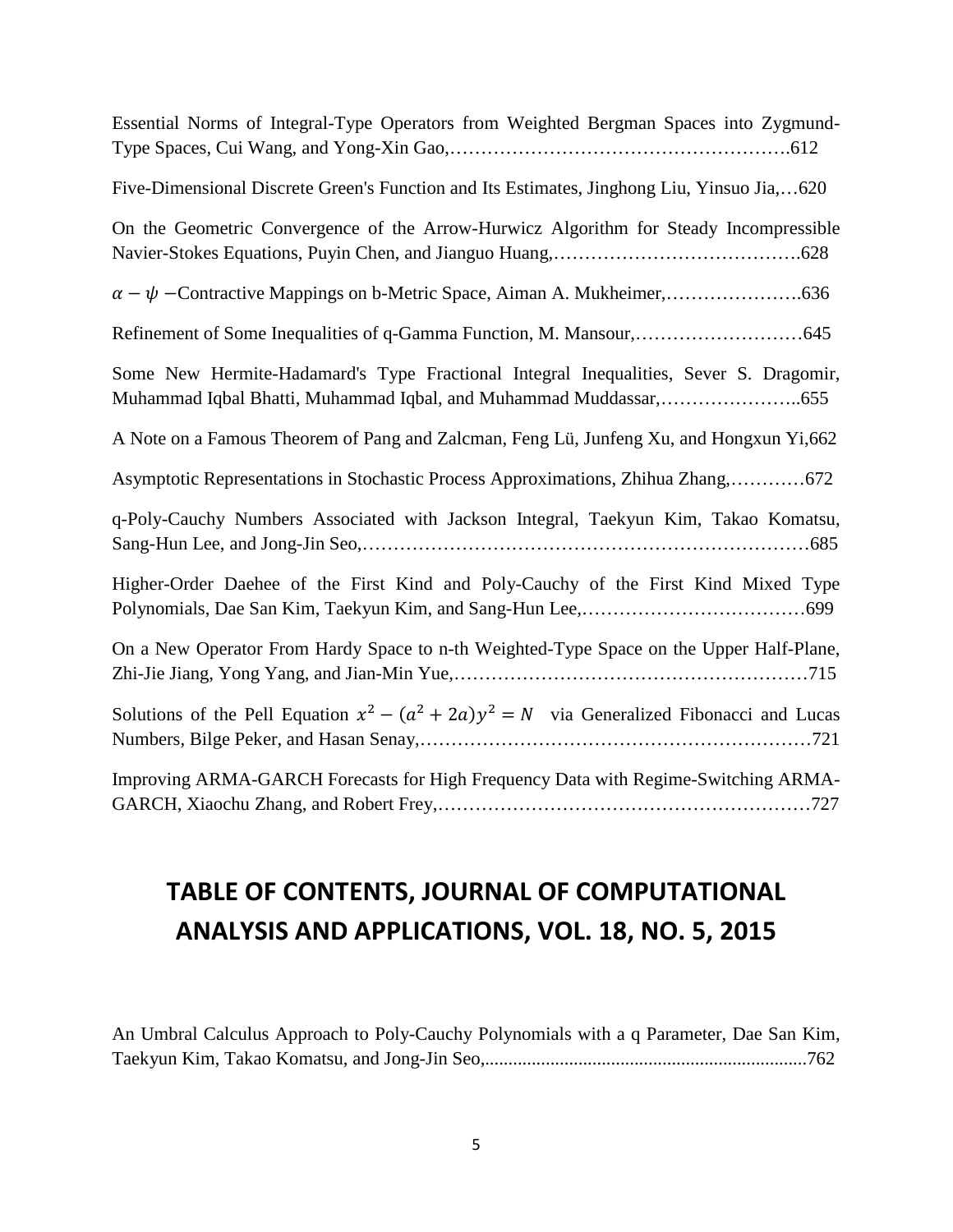Essential Norms of Integral-Type Operators from Weighted Bergman Spaces into Zygmund-Type Spaces, Cui Wang, and Yong-Xin Gao,……………………………………………….612

Five-Dimensional Discrete Green's Function and Its Estimates, Jinghong Liu, Yinsuo Jia,…620

On the Geometric Convergence of the Arrow-Hurwicz Algorithm for Steady Incompressible Navier-Stokes Equations, Puyin Chen, and Jianguo Huang,………………………………….628

$\alpha - \psi$ −Contractive Mappings on b-Metric Space, Aiman A. Mukheimer,………………….636

Refinement of Some Inequalities of q-Gamma Function, M. Mansour,………………………645

Some New Hermite-Hadamard's Type Fractional Integral Inequalities, Sever S. Dragomir, Muhammad Iqbal Bhatti, Muhammad Iqbal, and Muhammad Muddassar,…………………..655

A Note on a Famous Theorem of Pang and Zalcman, Feng Lü, Junfeng Xu, and Hongxun Yi,662

Asymptotic Representations in Stochastic Process Approximations, Zhihua Zhang,…………672

q-Poly-Cauchy Numbers Associated with Jackson Integral, Taekyun Kim, Takao Komatsu, Sang-Hun Lee, and Jong-Jin Seo,………………………………………………………………685

Higher-Order Daehee of the First Kind and Poly-Cauchy of the First Kind Mixed Type Polynomials, Dae San Kim, Taekyun Kim, and Sang-Hun Lee,………………………………699

On a New Operator From Hardy Space to n-th Weighted-Type Space on the Upper Half-Plane, Zhi-Jie Jiang, Yong Yang, and Jian-Min Yue,…………………………………………………715

Solutions of the Pell Equation $x^2 - (a^2 + 2a)y^2 = N$ via Generalized Fibonacci and Lucas Numbers, Bilge Peker, and Hasan Senay,………………………………………………………721

Improving ARMA-GARCH Forecasts for High Frequency Data with Regime-Switching ARMA-GARCH, Xiaochu Zhang, and Robert Frey,……………………………………………………727

# TABLE OF CONTENTS, JOURNAL OF COMPUTATIONAL ANALYSIS AND APPLICATIONS, VOL. 18, NO. 5, 2015

An Umbral Calculus Approach to Poly-Cauchy Polynomials with a q Parameter, Dae San Kim, Taekyun Kim, Takao Komatsu, and Jong-Jin Seo,....................................................................762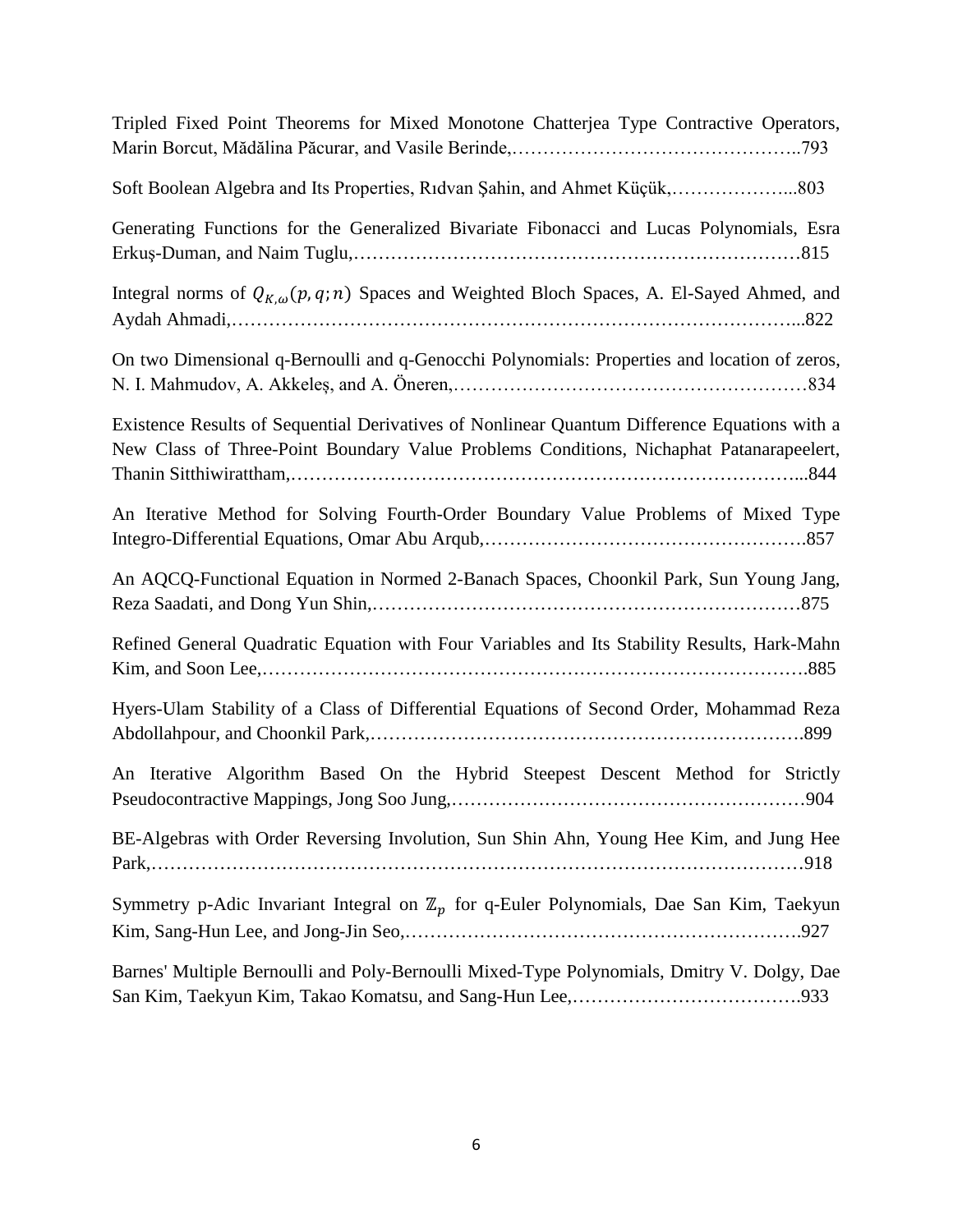Tripled Fixed Point Theorems for Mixed Monotone Chatterjea Type Contractive Operators, Marin Borcut, Mădălina Păcurar, and Vasile Berinde,………………………………………..793

Soft Boolean Algebra and Its Properties, Rıdvan Şahin, and Ahmet Küçük,………………...803

Generating Functions for the Generalized Bivariate Fibonacci and Lucas Polynomials, Esra Erkuş-Duman, and Naim Tuglu,……………………………………………………………815

Integral norms of $Q_{K,\omega}(p,q;n)$ Spaces and Weighted Bloch Spaces, A. El-Sayed Ahmed, and Aydah Ahmadi,……………………………………………………………………………...822

On two Dimensional q-Bernoulli and q-Genocchi Polynomials: Properties and location of zeros, N. I. Mahmudov, A. Akkeleş, and A. Öneren,………………………………………………834

Existence Results of Sequential Derivatives of Nonlinear Quantum Difference Equations with a New Class of Three-Point Boundary Value Problems Conditions, Nichaphat Patanarapeelert, Thanin Sitthiwirattham,……………………………………………………………………...844

An Iterative Method for Solving Fourth-Order Boundary Value Problems of Mixed Type Integro-Differential Equations, Omar Abu Arqub,…………………………………………….857

An AQCQ-Functional Equation in Normed 2-Banach Spaces, Choonkil Park, Sun Young Jang, Reza Saadati, and Dong Yun Shin,…………………………………………………………875

Refined General Quadratic Equation with Four Variables and Its Stability Results, Hark-Mahn Kim, and Soon Lee,………………………………………………………………………….885

Hyers-Ulam Stability of a Class of Differential Equations of Second Order, Mohammad Reza Abdollahpour, and Choonkil Park,………………………………………………………….899

An Iterative Algorithm Based On the Hybrid Steepest Descent Method for Strictly Pseudocontractive Mappings, Jong Soo Jung,…………………………………………………904

BE-Algebras with Order Reversing Involution, Sun Shin Ahn, Young Hee Kim, and Jung Hee Park,………………………………………………………………………………………918

Symmetry p-Adic Invariant Integral on $\mathbb{Z}_p$ for q-Euler Polynomials, Dae San Kim, Taekyun Kim, Sang-Hun Lee, and Jong-Jin Seo,…………………………………………………….927

Barnes' Multiple Bernoulli and Poly-Bernoulli Mixed-Type Polynomials, Dmitry V. Dolgy, Dae San Kim, Taekyun Kim, Takao Komatsu, and Sang-Hun Lee,……………………………….933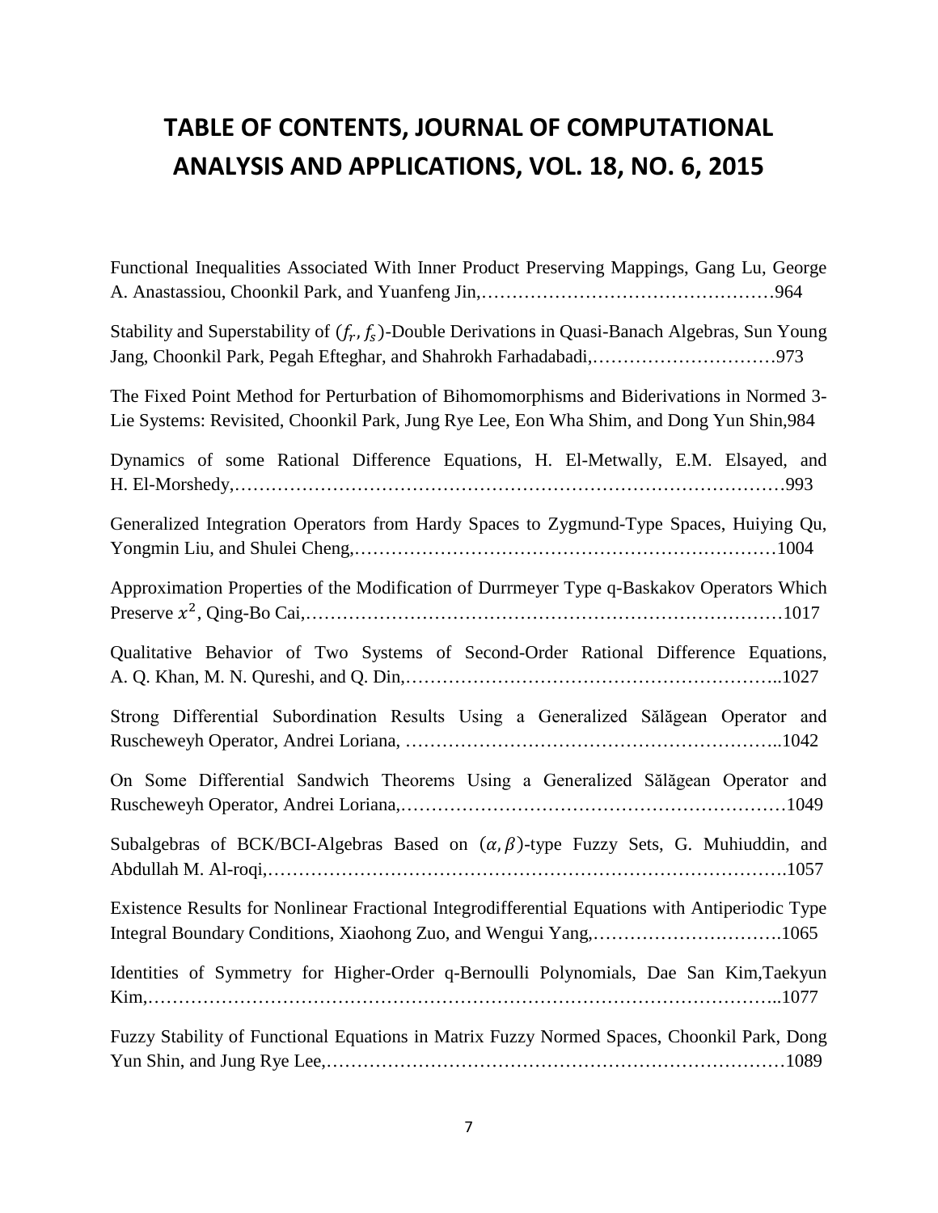# TABLE OF CONTENTS, JOURNAL OF COMPUTATIONAL ANALYSIS AND APPLICATIONS, VOL. 18, NO. 6, 2015

Functional Inequalities Associated With Inner Product Preserving Mappings, Gang Lu, George A. Anastassiou, Choonkil Park, and Yuanfeng Jin,…………………………………………964

Stability and Superstability of $(f_r, f_s)$-Double Derivations in Quasi-Banach Algebras, Sun Young Jang, Choonkil Park, Pegah Efteghar, and Shahrokh Farhadabadi,…………………………973

The Fixed Point Method for Perturbation of Bihomomorphisms and Biderivations in Normed 3-Lie Systems: Revisited, Choonkil Park, Jung Rye Lee, Eon Wha Shim, and Dong Yun Shin,984

Dynamics of some Rational Difference Equations, H. El-Metwally, E.M. Elsayed, and H. El-Morshedy,……………………………………………………………………………993

Generalized Integration Operators from Hardy Spaces to Zygmund-Type Spaces, Huiying Qu, Yongmin Liu, and Shulei Cheng,……………………………………………………………1004

Approximation Properties of the Modification of Durrmeyer Type q-Baskakov Operators Which Preserve $x^2$, Qing-Bo Cai,……………………………………………………………………1017

Qualitative Behavior of Two Systems of Second-Order Rational Difference Equations, A. Q. Khan, M. N. Qureshi, and Q. Din,……………………………………………………..1027

Strong Differential Subordination Results Using a Generalized Sălăgean Operator and Ruscheweyh Operator, Andrei Loriana, ……………………………………………………..1042

On Some Differential Sandwich Theorems Using a Generalized Sălăgean Operator and Ruscheweyh Operator, Andrei Loriana,……………………………………………………1049

Subalgebras of BCK/BCI-Algebras Based on $(\alpha, \beta)$-type Fuzzy Sets, G. Muhiuddin, and Abdullah M. Al-roqi,……………………………………………………………………….1057

Existence Results for Nonlinear Fractional Integrodifferential Equations with Antiperiodic Type Integral Boundary Conditions, Xiaohong Zuo, and Wengui Yang,………………………….1065

Identities of Symmetry for Higher-Order q-Bernoulli Polynomials, Dae San Kim,Taekyun Kim,…………………………………………………………………………………..1077

Fuzzy Stability of Functional Equations in Matrix Fuzzy Normed Spaces, Choonkil Park, Dong Yun Shin, and Jung Rye Lee,…………………………………………………………………1089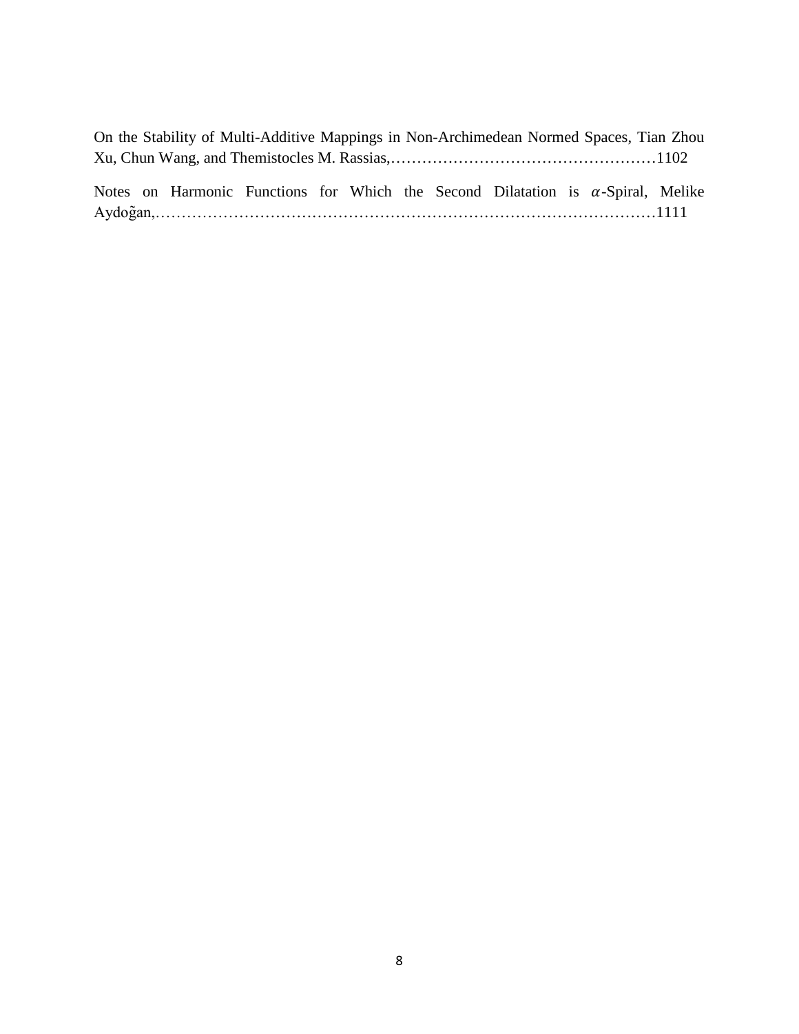On the Stability of Multi-Additive Mappings in Non-Archimedean Normed Spaces, Tian Zhou Xu, Chun Wang, and Themistocles M. Rassias,……………………………………………1102

Notes on Harmonic Functions for Which the Second Dilatation is $\alpha$-Spiral, Melike Aydoĝan,……………………………………………………………………………1111